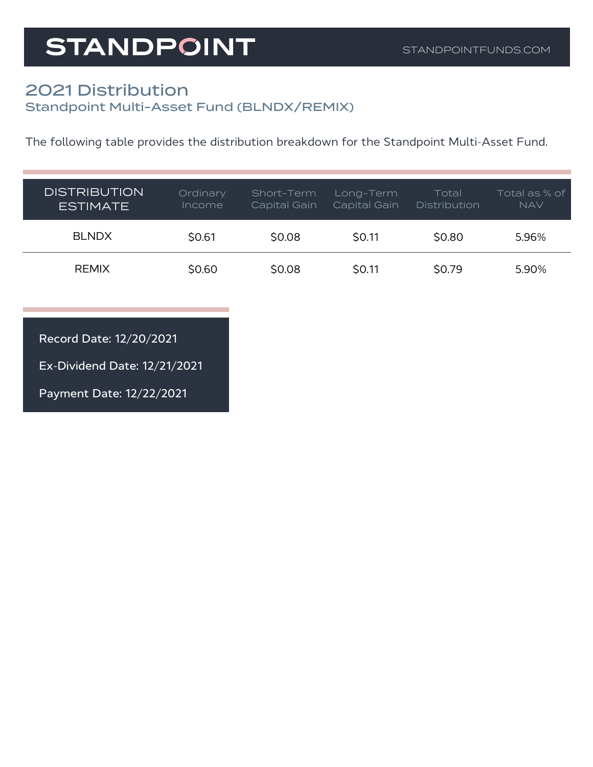STANDPOINT

STANDPOINTFUNDS.COM

# 2021 Distribution

## Standpoint Multi-Asset Fund (BLNDX/REMIX)

The following table provides the distribution breakdown for the Standpoint Multi-Asset Fund.

| DISTRIBUTION ESTIMATE | Ordinary Income | Short-Term Capital Gain | Long-Term Capital Gain | Total Distribution | Total as % of NAV |
|---|---|---|---|---|---|
| BLNDX | $0.61 | $0.08 | $0.11 | $0.80 | 5.96% |
| REMIX | $0.60 | $0.08 | $0.11 | $0.79 | 5.90% |

Record Date: 12/20/2021

Ex-Dividend Date: 12/21/2021

Payment Date: 12/22/2021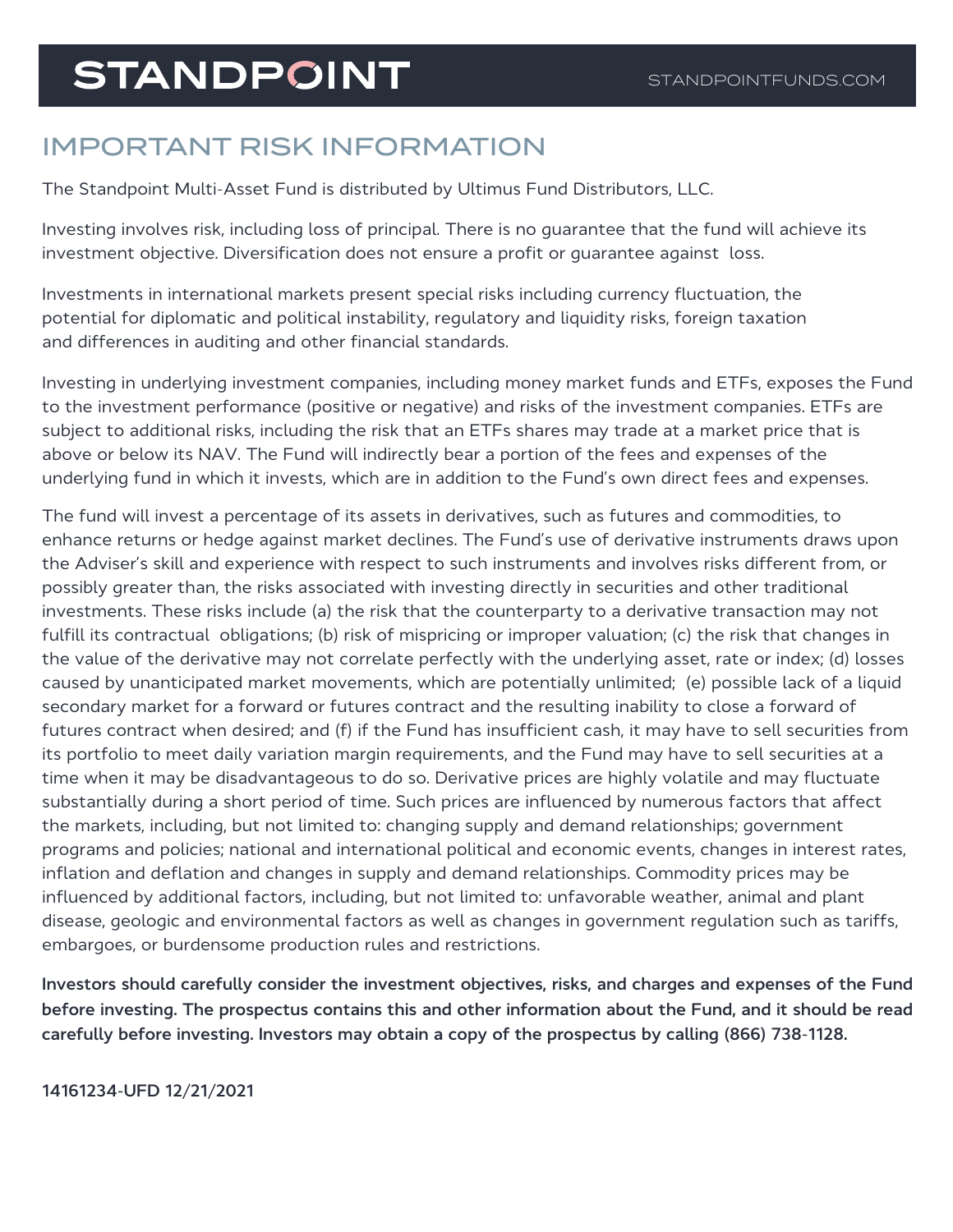# STANDPOINT

STANDPOINTFUNDS.COM

## IMPORTANT RISK INFORMATION

The Standpoint Multi-Asset Fund is distributed by Ultimus Fund Distributors, LLC.

Investing involves risk, including loss of principal. There is no guarantee that the fund will achieve its investment objective. Diversification does not ensure a profit or guarantee against loss.

Investments in international markets present special risks including currency fluctuation, the potential for diplomatic and political instability, regulatory and liquidity risks, foreign taxation and differences in auditing and other financial standards.

Investing in underlying investment companies, including money market funds and ETFs, exposes the Fund to the investment performance (positive or negative) and risks of the investment companies. ETFs are subject to additional risks, including the risk that an ETFs shares may trade at a market price that is above or below its NAV. The Fund will indirectly bear a portion of the fees and expenses of the underlying fund in which it invests, which are in addition to the Fund's own direct fees and expenses.

The fund will invest a percentage of its assets in derivatives, such as futures and commodities, to enhance returns or hedge against market declines. The Fund's use of derivative instruments draws upon the Adviser's skill and experience with respect to such instruments and involves risks different from, or possibly greater than, the risks associated with investing directly in securities and other traditional investments. These risks include (a) the risk that the counterparty to a derivative transaction may not fulfill its contractual obligations; (b) risk of mispricing or improper valuation; (c) the risk that changes in the value of the derivative may not correlate perfectly with the underlying asset, rate or index; (d) losses caused by unanticipated market movements, which are potentially unlimited; (e) possible lack of a liquid secondary market for a forward or futures contract and the resulting inability to close a forward of futures contract when desired; and (f) if the Fund has insufficient cash, it may have to sell securities from its portfolio to meet daily variation margin requirements, and the Fund may have to sell securities at a time when it may be disadvantageous to do so. Derivative prices are highly volatile and may fluctuate substantially during a short period of time. Such prices are influenced by numerous factors that affect the markets, including, but not limited to: changing supply and demand relationships; government programs and policies; national and international political and economic events, changes in interest rates, inflation and deflation and changes in supply and demand relationships. Commodity prices may be influenced by additional factors, including, but not limited to: unfavorable weather, animal and plant disease, geologic and environmental factors as well as changes in government regulation such as tariffs, embargoes, or burdensome production rules and restrictions.

**Investors should carefully consider the investment objectives, risks, and charges and expenses of the Fund before investing. The prospectus contains this and other information about the Fund, and it should be read carefully before investing. Investors may obtain a copy of the prospectus by calling (866) 738-1128.**

**14161234-UFD 12/21/2021**